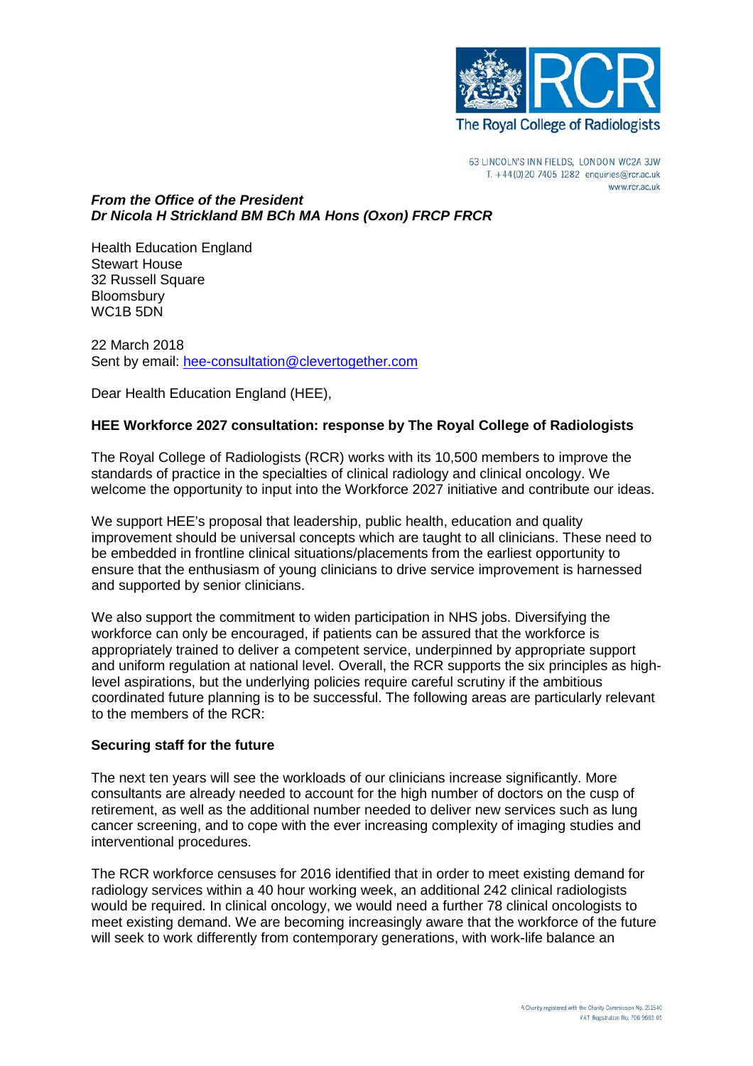The Royal College of Radiologists

63 LINCOLN'S INN FIELDS, LONDON WC2A 3JW
T. +44(0)20 7405 1282 enquiries@rcr.ac.uk
www.rcr.ac.uk

***From the Office of the President***
***Dr Nicola H Strickland BM BCh MA Hons (Oxon) FRCP FRCR***

Health Education England
Stewart House
32 Russell Square
Bloomsbury
WC1B 5DN

22 March 2018
Sent by email: hee-consultation@clevertogether.com

Dear Health Education England (HEE),

**HEE Workforce 2027 consultation: response by The Royal College of Radiologists**

The Royal College of Radiologists (RCR) works with its 10,500 members to improve the standards of practice in the specialties of clinical radiology and clinical oncology. We welcome the opportunity to input into the Workforce 2027 initiative and contribute our ideas.

We support HEE's proposal that leadership, public health, education and quality improvement should be universal concepts which are taught to all clinicians. These need to be embedded in frontline clinical situations/placements from the earliest opportunity to ensure that the enthusiasm of young clinicians to drive service improvement is harnessed and supported by senior clinicians.

We also support the commitment to widen participation in NHS jobs. Diversifying the workforce can only be encouraged, if patients can be assured that the workforce is appropriately trained to deliver a competent service, underpinned by appropriate support and uniform regulation at national level. Overall, the RCR supports the six principles as high-level aspirations, but the underlying policies require careful scrutiny if the ambitious coordinated future planning is to be successful. The following areas are particularly relevant to the members of the RCR:

**Securing staff for the future**

The next ten years will see the workloads of our clinicians increase significantly. More consultants are already needed to account for the high number of doctors on the cusp of retirement, as well as the additional number needed to deliver new services such as lung cancer screening, and to cope with the ever increasing complexity of imaging studies and interventional procedures.

The RCR workforce censuses for 2016 identified that in order to meet existing demand for radiology services within a 40 hour working week, an additional 242 clinical radiologists would be required. In clinical oncology, we would need a further 78 clinical oncologists to meet existing demand. We are becoming increasingly aware that the workforce of the future will seek to work differently from contemporary generations, with work-life balance an

A Charity registered with the Charity Commission No. 211540
VAT Registration No. 706 9665 05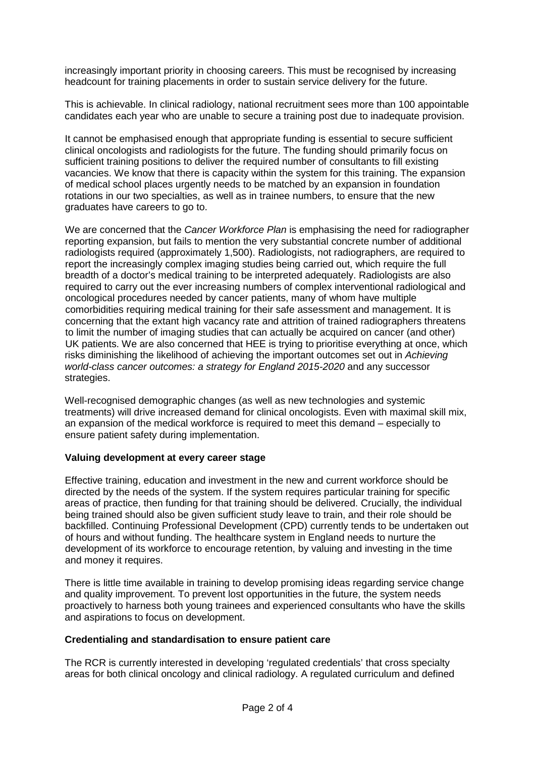increasingly important priority in choosing careers. This must be recognised by increasing headcount for training placements in order to sustain service delivery for the future.

This is achievable. In clinical radiology, national recruitment sees more than 100 appointable candidates each year who are unable to secure a training post due to inadequate provision.

It cannot be emphasised enough that appropriate funding is essential to secure sufficient clinical oncologists and radiologists for the future. The funding should primarily focus on sufficient training positions to deliver the required number of consultants to fill existing vacancies. We know that there is capacity within the system for this training. The expansion of medical school places urgently needs to be matched by an expansion in foundation rotations in our two specialties, as well as in trainee numbers, to ensure that the new graduates have careers to go to.

We are concerned that the *Cancer Workforce Plan* is emphasising the need for radiographer reporting expansion, but fails to mention the very substantial concrete number of additional radiologists required (approximately 1,500). Radiologists, not radiographers, are required to report the increasingly complex imaging studies being carried out, which require the full breadth of a doctor's medical training to be interpreted adequately. Radiologists are also required to carry out the ever increasing numbers of complex interventional radiological and oncological procedures needed by cancer patients, many of whom have multiple comorbidities requiring medical training for their safe assessment and management. It is concerning that the extant high vacancy rate and attrition of trained radiographers threatens to limit the number of imaging studies that can actually be acquired on cancer (and other) UK patients. We are also concerned that HEE is trying to prioritise everything at once, which risks diminishing the likelihood of achieving the important outcomes set out in *Achieving world-class cancer outcomes: a strategy for England 2015-2020* and any successor strategies.

Well-recognised demographic changes (as well as new technologies and systemic treatments) will drive increased demand for clinical oncologists. Even with maximal skill mix, an expansion of the medical workforce is required to meet this demand – especially to ensure patient safety during implementation.

**Valuing development at every career stage**

Effective training, education and investment in the new and current workforce should be directed by the needs of the system. If the system requires particular training for specific areas of practice, then funding for that training should be delivered. Crucially, the individual being trained should also be given sufficient study leave to train, and their role should be backfilled. Continuing Professional Development (CPD) currently tends to be undertaken out of hours and without funding. The healthcare system in England needs to nurture the development of its workforce to encourage retention, by valuing and investing in the time and money it requires.

There is little time available in training to develop promising ideas regarding service change and quality improvement. To prevent lost opportunities in the future, the system needs proactively to harness both young trainees and experienced consultants who have the skills and aspirations to focus on development.

**Credentialing and standardisation to ensure patient care**

The RCR is currently interested in developing 'regulated credentials' that cross specialty areas for both clinical oncology and clinical radiology. A regulated curriculum and defined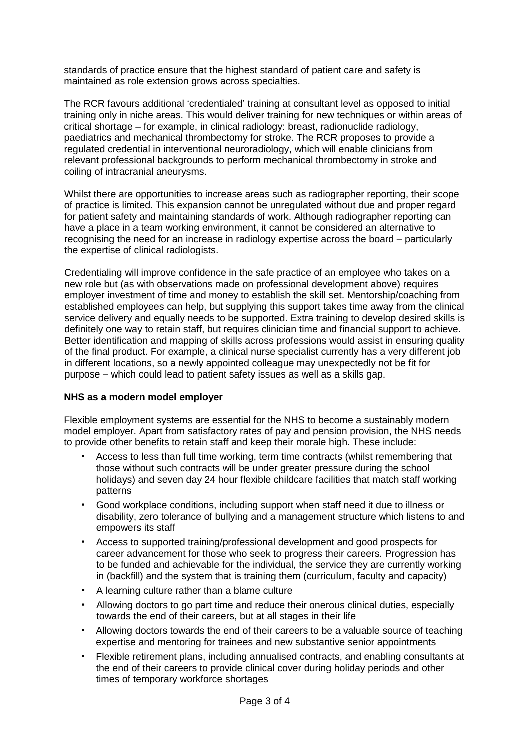standards of practice ensure that the highest standard of patient care and safety is maintained as role extension grows across specialties.

The RCR favours additional 'credentialed' training at consultant level as opposed to initial training only in niche areas. This would deliver training for new techniques or within areas of critical shortage – for example, in clinical radiology: breast, radionuclide radiology, paediatrics and mechanical thrombectomy for stroke. The RCR proposes to provide a regulated credential in interventional neuroradiology, which will enable clinicians from relevant professional backgrounds to perform mechanical thrombectomy in stroke and coiling of intracranial aneurysms.

Whilst there are opportunities to increase areas such as radiographer reporting, their scope of practice is limited. This expansion cannot be unregulated without due and proper regard for patient safety and maintaining standards of work. Although radiographer reporting can have a place in a team working environment, it cannot be considered an alternative to recognising the need for an increase in radiology expertise across the board – particularly the expertise of clinical radiologists.

Credentialing will improve confidence in the safe practice of an employee who takes on a new role but (as with observations made on professional development above) requires employer investment of time and money to establish the skill set. Mentorship/coaching from established employees can help, but supplying this support takes time away from the clinical service delivery and equally needs to be supported. Extra training to develop desired skills is definitely one way to retain staff, but requires clinician time and financial support to achieve. Better identification and mapping of skills across professions would assist in ensuring quality of the final product. For example, a clinical nurse specialist currently has a very different job in different locations, so a newly appointed colleague may unexpectedly not be fit for purpose – which could lead to patient safety issues as well as a skills gap.

**NHS as a modern model employer**

Flexible employment systems are essential for the NHS to become a sustainably modern model employer. Apart from satisfactory rates of pay and pension provision, the NHS needs to provide other benefits to retain staff and keep their morale high. These include:

- Access to less than full time working, term time contracts (whilst remembering that those without such contracts will be under greater pressure during the school holidays) and seven day 24 hour flexible childcare facilities that match staff working patterns
- Good workplace conditions, including support when staff need it due to illness or disability, zero tolerance of bullying and a management structure which listens to and empowers its staff
- Access to supported training/professional development and good prospects for career advancement for those who seek to progress their careers. Progression has to be funded and achievable for the individual, the service they are currently working in (backfill) and the system that is training them (curriculum, faculty and capacity)
- A learning culture rather than a blame culture
- Allowing doctors to go part time and reduce their onerous clinical duties, especially towards the end of their careers, but at all stages in their life
- Allowing doctors towards the end of their careers to be a valuable source of teaching expertise and mentoring for trainees and new substantive senior appointments
- Flexible retirement plans, including annualised contracts, and enabling consultants at the end of their careers to provide clinical cover during holiday periods and other times of temporary workforce shortages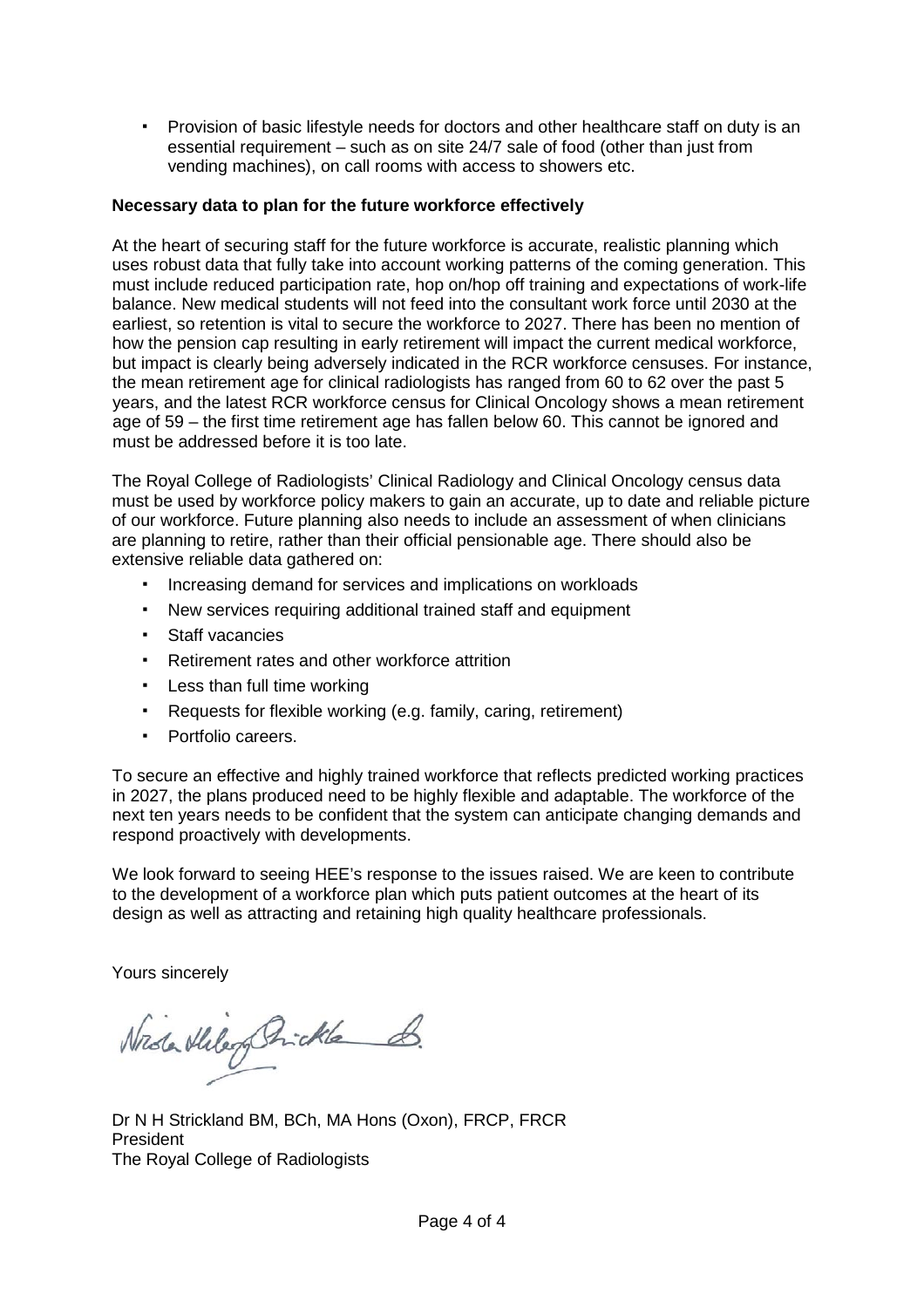- Provision of basic lifestyle needs for doctors and other healthcare staff on duty is an essential requirement – such as on site 24/7 sale of food (other than just from vending machines), on call rooms with access to showers etc.

**Necessary data to plan for the future workforce effectively**

At the heart of securing staff for the future workforce is accurate, realistic planning which uses robust data that fully take into account working patterns of the coming generation. This must include reduced participation rate, hop on/hop off training and expectations of work-life balance. New medical students will not feed into the consultant work force until 2030 at the earliest, so retention is vital to secure the workforce to 2027. There has been no mention of how the pension cap resulting in early retirement will impact the current medical workforce, but impact is clearly being adversely indicated in the RCR workforce censuses. For instance, the mean retirement age for clinical radiologists has ranged from 60 to 62 over the past 5 years, and the latest RCR workforce census for Clinical Oncology shows a mean retirement age of 59 – the first time retirement age has fallen below 60. This cannot be ignored and must be addressed before it is too late.

The Royal College of Radiologists' Clinical Radiology and Clinical Oncology census data must be used by workforce policy makers to gain an accurate, up to date and reliable picture of our workforce. Future planning also needs to include an assessment of when clinicians are planning to retire, rather than their official pensionable age. There should also be extensive reliable data gathered on:

- Increasing demand for services and implications on workloads
- New services requiring additional trained staff and equipment
- Staff vacancies
- Retirement rates and other workforce attrition
- Less than full time working
- Requests for flexible working (e.g. family, caring, retirement)
- Portfolio careers.

To secure an effective and highly trained workforce that reflects predicted working practices in 2027, the plans produced need to be highly flexible and adaptable. The workforce of the next ten years needs to be confident that the system can anticipate changing demands and respond proactively with developments.

We look forward to seeing HEE's response to the issues raised. We are keen to contribute to the development of a workforce plan which puts patient outcomes at the heart of its design as well as attracting and retaining high quality healthcare professionals.

Yours sincerely

Dr N H Strickland BM, BCh, MA Hons (Oxon), FRCP, FRCR
President
The Royal College of Radiologists